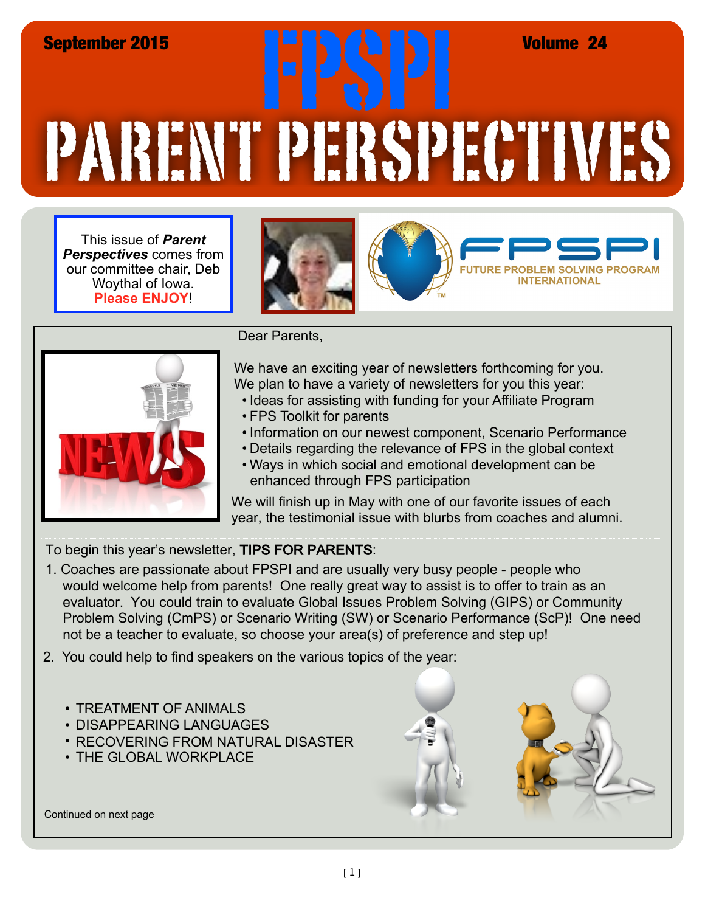September 2015 | Volume 24

# FPSPI PARENT PERSPECTIVES

This issue of ***Parent Perspectives*** comes from our committee chair, Deb Woythal of Iowa. **Please ENJOY**!

FPSPI FUTURE PROBLEM SOLVING PROGRAM INTERNATIONAL

Dear Parents,

We have an exciting year of newsletters forthcoming for you. We plan to have a variety of newsletters for you this year:

- Ideas for assisting with funding for your Affiliate Program
- FPS Toolkit for parents
- Information on our newest component, Scenario Performance
- Details regarding the relevance of FPS in the global context
- Ways in which social and emotional development can be enhanced through FPS participation

We will finish up in May with one of our favorite issues of each year, the testimonial issue with blurbs from coaches and alumni.

To begin this year's newsletter, TIPS FOR PARENTS:

1. Coaches are passionate about FPSPI and are usually very busy people - people who would welcome help from parents! One really great way to assist is to offer to train as an evaluator. You could train to evaluate Global Issues Problem Solving (GIPS) or Community Problem Solving (CmPS) or Scenario Writing (SW) or Scenario Performance (ScP)! One need not be a teacher to evaluate, so choose your area(s) of preference and step up!
2. You could help to find speakers on the various topics of the year:
   - TREATMENT OF ANIMALS
   - DISAPPEARING LANGUAGES
   - RECOVERING FROM NATURAL DISASTER
   - THE GLOBAL WORKPLACE

Continued on next page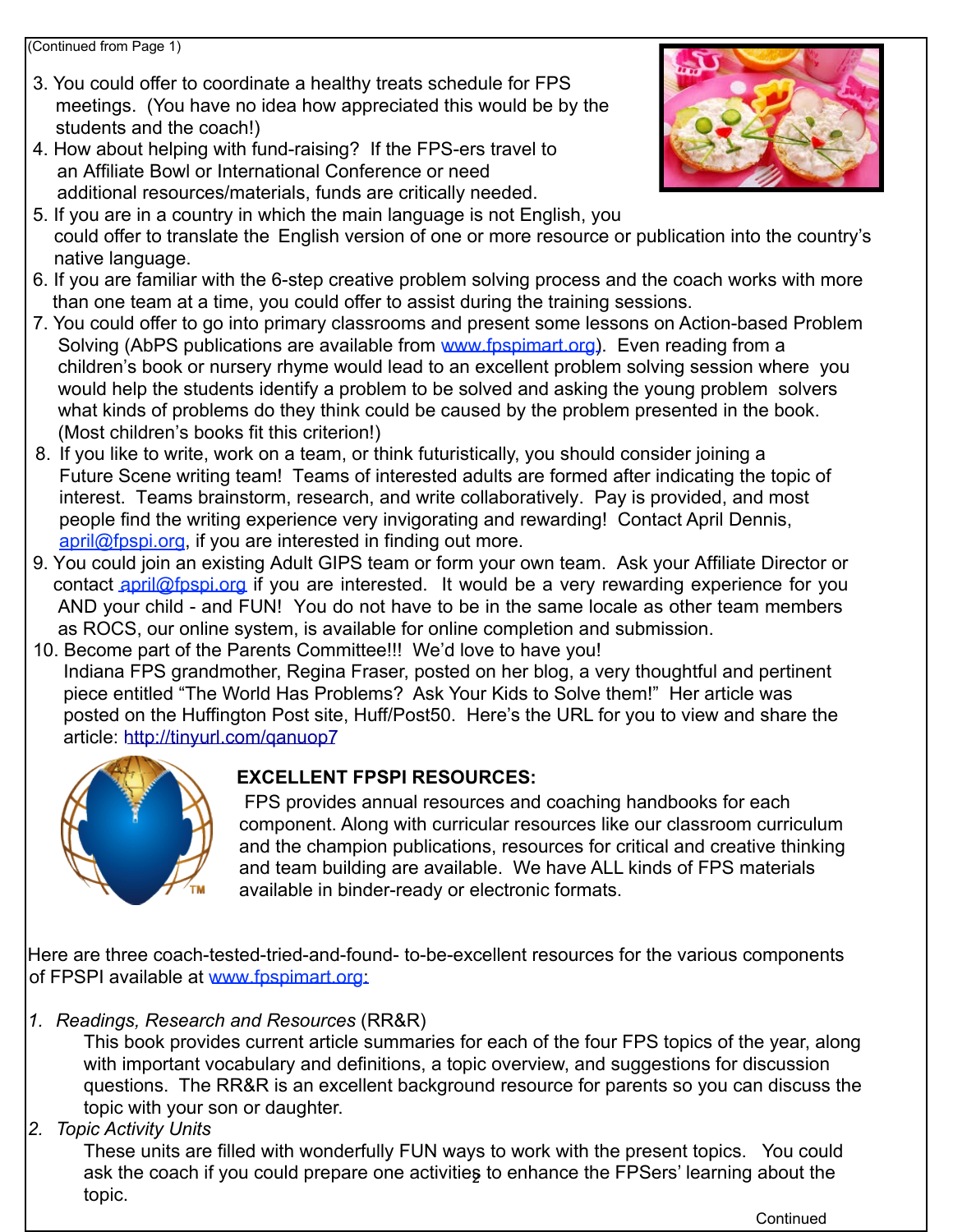(Continued from Page 1)

3. You could offer to coordinate a healthy treats schedule for FPS meetings. (You have no idea how appreciated this would be by the students and the coach!)
4. How about helping with fund-raising? If the FPS-ers travel to an Affiliate Bowl or International Conference or need additional resources/materials, funds are critically needed.
5. If you are in a country in which the main language is not English, you could offer to translate the English version of one or more resource or publication into the country's native language.
6. If you are familiar with the 6-step creative problem solving process and the coach works with more than one team at a time, you could offer to assist during the training sessions.
7. You could offer to go into primary classrooms and present some lessons on Action-based Problem Solving (AbPS publications are available from www.fpspimart.org). Even reading from a children's book or nursery rhyme would lead to an excellent problem solving session where you would help the students identify a problem to be solved and asking the young problem solvers what kinds of problems do they think could be caused by the problem presented in the book. (Most children's books fit this criterion!)
8. If you like to write, work on a team, or think futuristically, you should consider joining a Future Scene writing team! Teams of interested adults are formed after indicating the topic of interest. Teams brainstorm, research, and write collaboratively. Pay is provided, and most people find the writing experience very invigorating and rewarding! Contact April Dennis, april@fpspi.org, if you are interested in finding out more.
9. You could join an existing Adult GIPS team or form your own team. Ask your Affiliate Director or contact april@fpspi.org if you are interested. It would be a very rewarding experience for you AND your child - and FUN! You do not have to be in the same locale as other team members as ROCS, our online system, is available for online completion and submission.
10. Become part of the Parents Committee!!! We'd love to have you!
    Indiana FPS grandmother, Regina Fraser, posted on her blog, a very thoughtful and pertinent piece entitled "The World Has Problems? Ask Your Kids to Solve them!" Her article was posted on the Huffington Post site, Huff/Post50. Here's the URL for you to view and share the article: http://tinyurl.com/qanuop7

**EXCELLENT FPSPI RESOURCES:**

FPS provides annual resources and coaching handbooks for each component. Along with curricular resources like our classroom curriculum and the champion publications, resources for critical and creative thinking and team building are available. We have ALL kinds of FPS materials available in binder-ready or electronic formats.

Here are three coach-tested-tried-and-found- to-be-excellent resources for the various components of FPSPI available at www.fpspimart.org:

1. *Readings, Research and Resources* (RR&R)
   This book provides current article summaries for each of the four FPS topics of the year, along with important vocabulary and definitions, a topic overview, and suggestions for discussion questions. The RR&R is an excellent background resource for parents so you can discuss the topic with your son or daughter.
2. *Topic Activity Units*
   These units are filled with wonderfully FUN ways to work with the present topics. You could ask the coach if you could prepare one activities to enhance the FPSers' learning about the topic.

Continued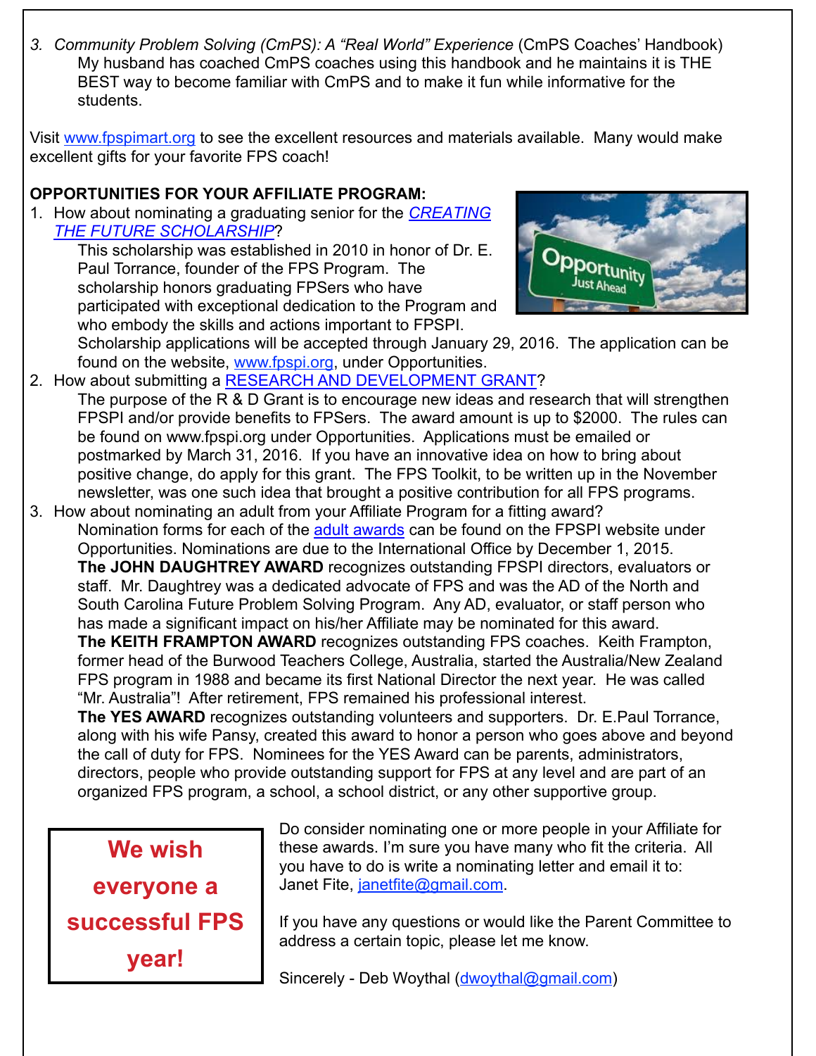3. *Community Problem Solving (CmPS): A "Real World" Experience* (CmPS Coaches' Handbook)
   My husband has coached CmPS coaches using this handbook and he maintains it is THE BEST way to become familiar with CmPS and to make it fun while informative for the students.

Visit www.fpspimart.org to see the excellent resources and materials available. Many would make excellent gifts for your favorite FPS coach!

**OPPORTUNITIES FOR YOUR AFFILIATE PROGRAM:**

1. How about nominating a graduating senior for the *CREATING THE FUTURE SCHOLARSHIP*?
   This scholarship was established in 2010 in honor of Dr. E. Paul Torrance, founder of the FPS Program. The scholarship honors graduating FPSers who have participated with exceptional dedication to the Program and who embody the skills and actions important to FPSPI. Scholarship applications will be accepted through January 29, 2016. The application can be found on the website, www.fpspi.org, under Opportunities.
2. How about submitting a RESEARCH AND DEVELOPMENT GRANT?
   The purpose of the R & D Grant is to encourage new ideas and research that will strengthen FPSPI and/or provide benefits to FPSers. The award amount is up to $2000. The rules can be found on www.fpspi.org under Opportunities. Applications must be emailed or postmarked by March 31, 2016. If you have an innovative idea on how to bring about positive change, do apply for this grant. The FPS Toolkit, to be written up in the November newsletter, was one such idea that brought a positive contribution for all FPS programs.
3. How about nominating an adult from your Affiliate Program for a fitting award?
   Nomination forms for each of the adult awards can be found on the FPSPI website under Opportunities. Nominations are due to the International Office by December 1, 2015.
   **The JOHN DAUGHTREY AWARD** recognizes outstanding FPSPI directors, evaluators or staff. Mr. Daughtrey was a dedicated advocate of FPS and was the AD of the North and South Carolina Future Problem Solving Program. Any AD, evaluator, or staff person who has made a significant impact on his/her Affiliate may be nominated for this award.
   **The KEITH FRAMPTON AWARD** recognizes outstanding FPS coaches. Keith Frampton, former head of the Burwood Teachers College, Australia, started the Australia/New Zealand FPS program in 1988 and became its first National Director the next year. He was called "Mr. Australia"! After retirement, FPS remained his professional interest.
   **The YES AWARD** recognizes outstanding volunteers and supporters. Dr. E.Paul Torrance, along with his wife Pansy, created this award to honor a person who goes above and beyond the call of duty for FPS. Nominees for the YES Award can be parents, administrators, directors, people who provide outstanding support for FPS at any level and are part of an organized FPS program, a school, a school district, or any other supportive group.

**We wish everyone a successful FPS year!**

Do consider nominating one or more people in your Affiliate for these awards. I'm sure you have many who fit the criteria. All you have to do is write a nominating letter and email it to: Janet Fite, janetfite@gmail.com.

If you have any questions or would like the Parent Committee to address a certain topic, please let me know.

Sincerely - Deb Woythal (dwoythal@gmail.com)